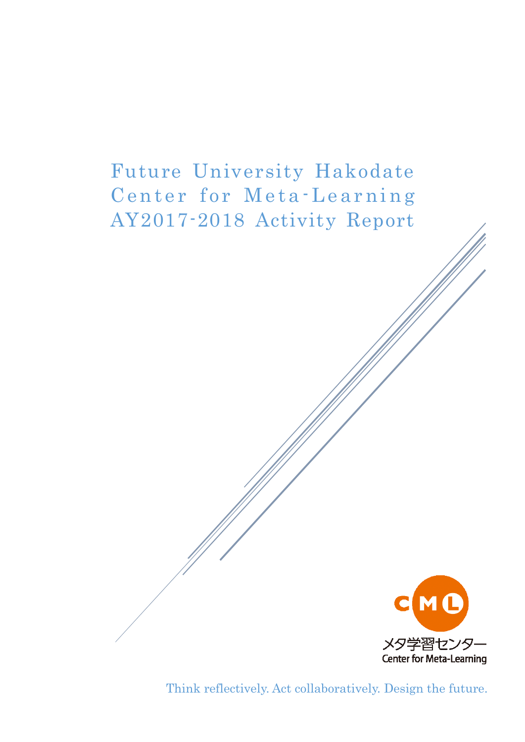# Future University Hakodate Center for Meta-Learning AY2017-2018 Activity Report

メタ学習センター
Center for Meta-Learning

Think reflectively. Act collaboratively. Design the future.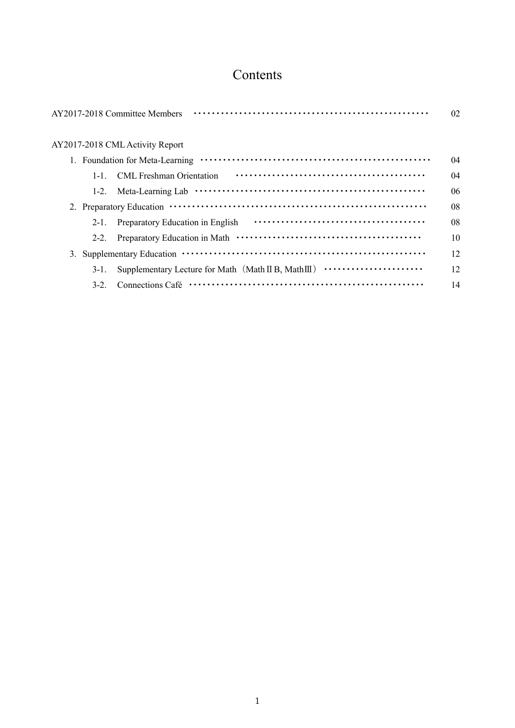# Contents

AY2017-2018 Committee Members ··· 02

AY2017-2018 CML Activity Report

1. Foundation for Meta-Learning ··· 04
   - 1-1. CML Freshman Orientation ··· 04
   - 1-2. Meta-Learning Lab ··· 06
2. Preparatory Education ··· 08
   - 2-1. Preparatory Education in English ··· 08
   - 2-2. Preparatory Education in Math ··· 10
3. Supplementary Education ··· 12
   - 3-1. Supplementary Lecture for Math（MathⅡB, MathⅢ） ··· 12
   - 3-2. Connections Café ··· 14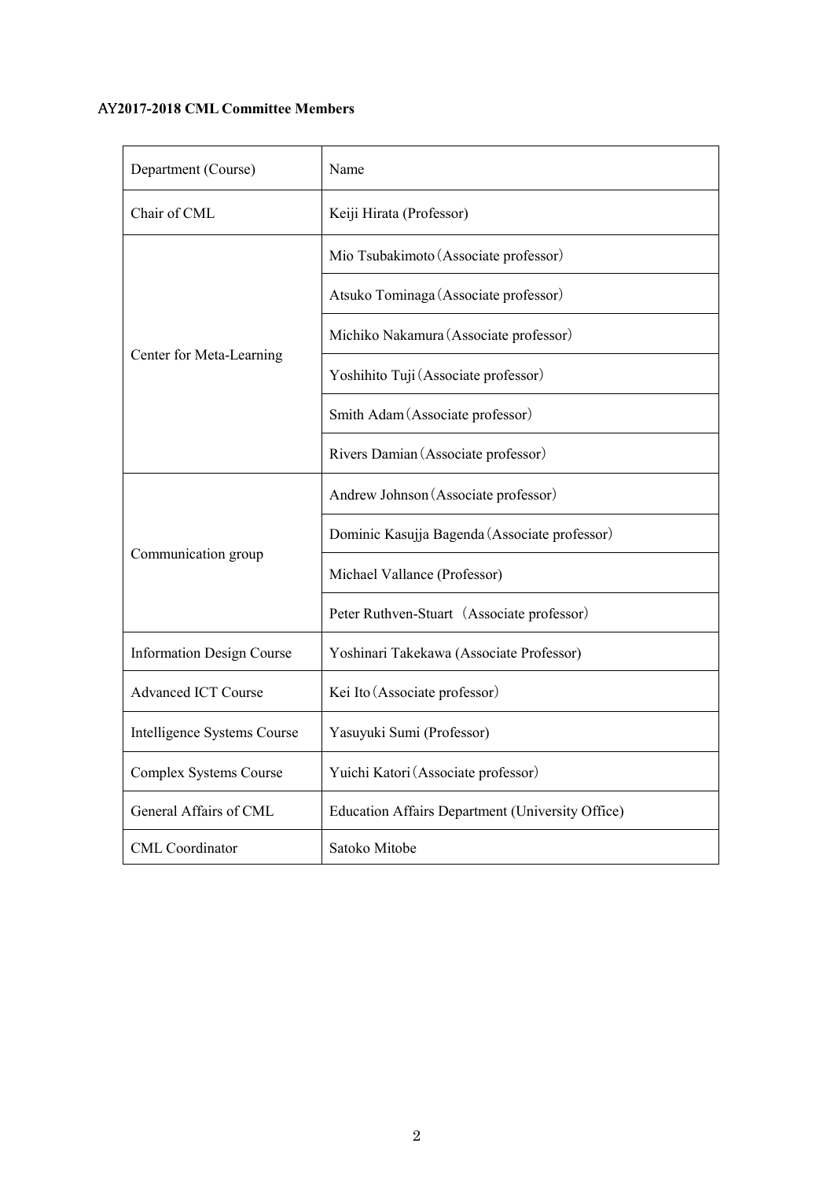**AY2017-2018 CML Committee Members**

| Department (Course) | Name |
|---|---|
| Chair of CML | Keiji Hirata (Professor) |
| Center for Meta-Learning | Mio Tsubakimoto（Associate professor） |
| | Atsuko Tominaga（Associate professor） |
| | Michiko Nakamura（Associate professor） |
| | Yoshihito Tuji（Associate professor） |
| | Smith Adam（Associate professor） |
| | Rivers Damian（Associate professor） |
| Communication group | Andrew Johnson（Associate professor） |
| | Dominic Kasujja Bagenda（Associate professor） |
| | Michael Vallance (Professor) |
| | Peter Ruthven-Stuart （Associate professor） |
| Information Design Course | Yoshinari Takekawa (Associate Professor) |
| Advanced ICT Course | Kei Ito（Associate professor） |
| Intelligence Systems Course | Yasuyuki Sumi (Professor) |
| Complex Systems Course | Yuichi Katori（Associate professor） |
| General Affairs of CML | Education Affairs Department (University Office) |
| CML Coordinator | Satoko Mitobe |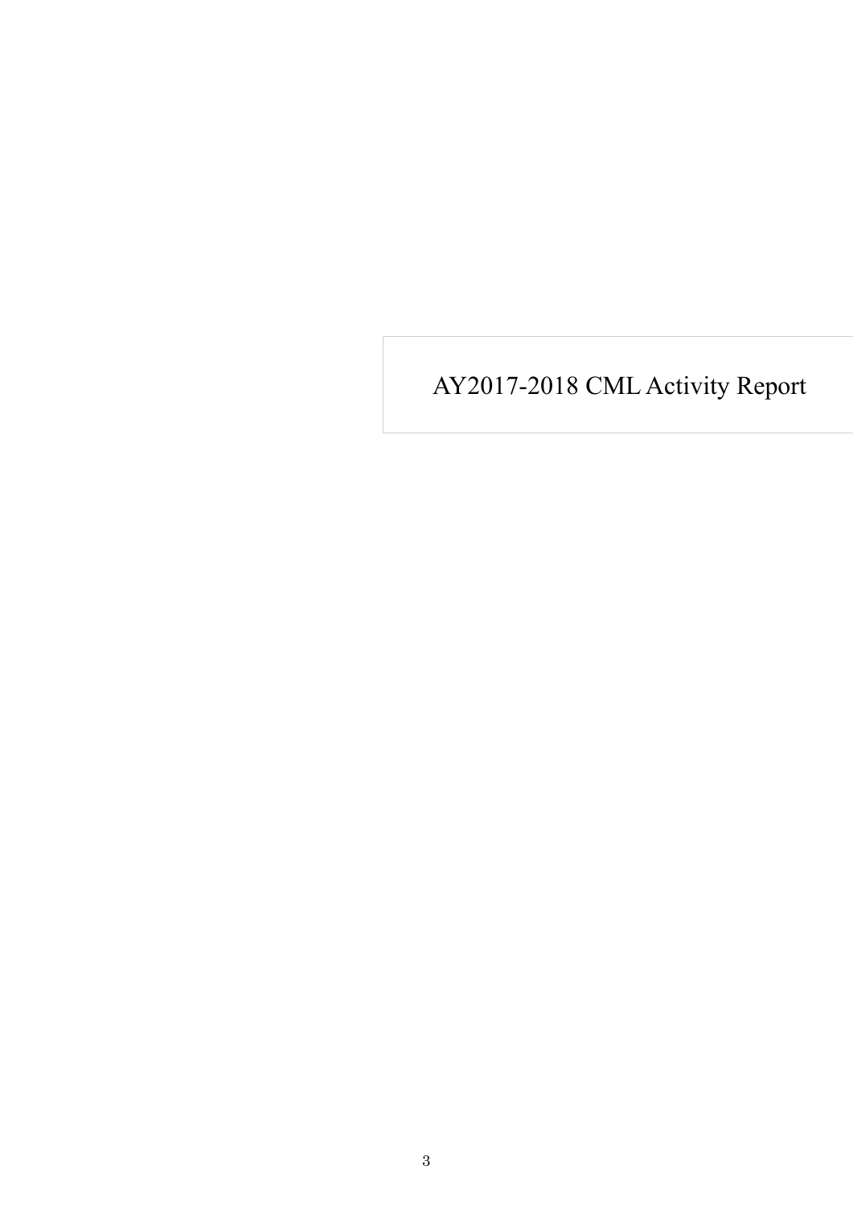# AY2017-2018 CML Activity Report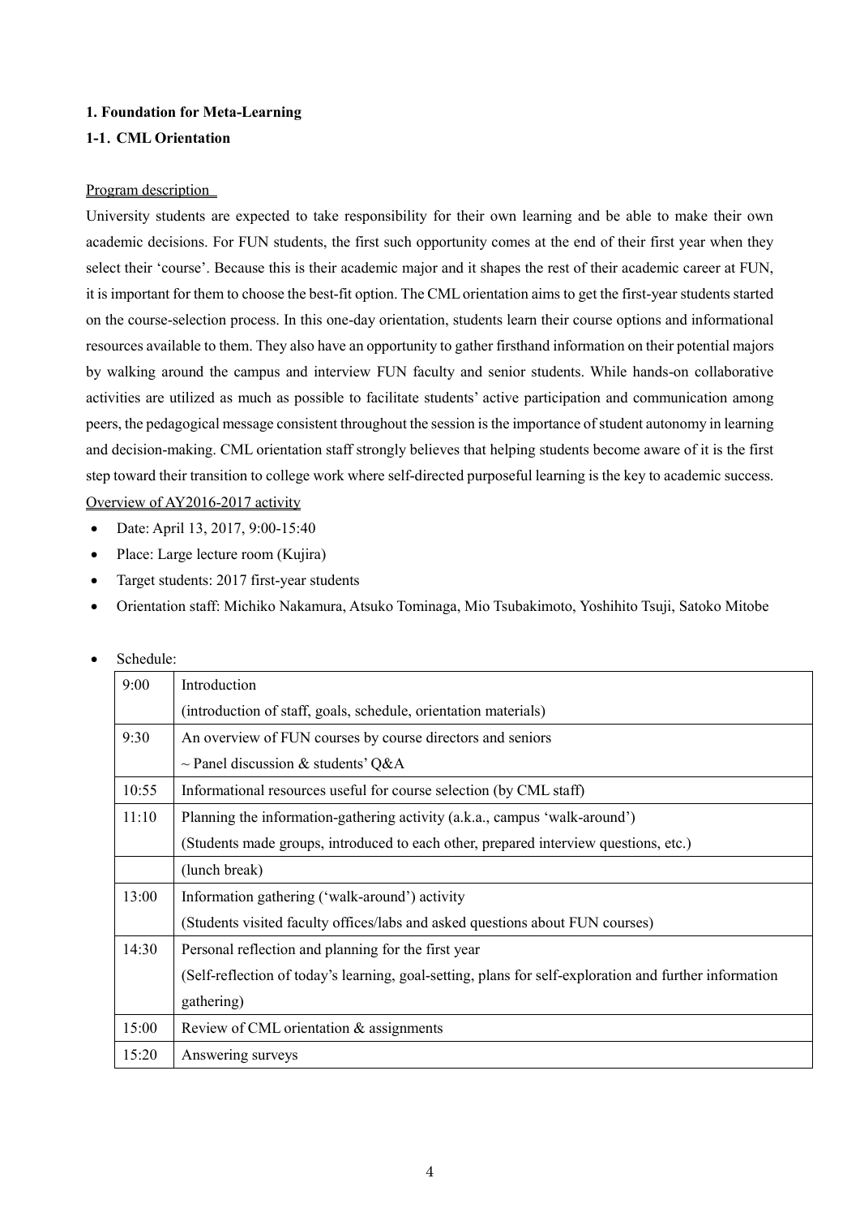**1. Foundation for Meta-Learning**

**1-1. CML Orientation**

Program description

University students are expected to take responsibility for their own learning and be able to make their own academic decisions. For FUN students, the first such opportunity comes at the end of their first year when they select their 'course'. Because this is their academic major and it shapes the rest of their academic career at FUN, it is important for them to choose the best-fit option. The CML orientation aims to get the first-year students started on the course-selection process. In this one-day orientation, students learn their course options and informational resources available to them. They also have an opportunity to gather firsthand information on their potential majors by walking around the campus and interview FUN faculty and senior students. While hands-on collaborative activities are utilized as much as possible to facilitate students' active participation and communication among peers, the pedagogical message consistent throughout the session is the importance of student autonomy in learning and decision-making. CML orientation staff strongly believes that helping students become aware of it is the first step toward their transition to college work where self-directed purposeful learning is the key to academic success.

Overview of AY2016-2017 activity

- Date: April 13, 2017, 9:00-15:40
- Place: Large lecture room (Kujira)
- Target students: 2017 first-year students
- Orientation staff: Michiko Nakamura, Atsuko Tominaga, Mio Tsubakimoto, Yoshihito Tsuji, Satoko Mitobe
- Schedule:

| Time | Activity |
|---|---|
| 9:00 | Introduction<br>(introduction of staff, goals, schedule, orientation materials) |
| 9:30 | An overview of FUN courses by course directors and seniors<br>~ Panel discussion & students' Q&A |
| 10:55 | Informational resources useful for course selection (by CML staff) |
| 11:10 | Planning the information-gathering activity (a.k.a., campus 'walk-around')<br>(Students made groups, introduced to each other, prepared interview questions, etc.) |
| | (lunch break) |
| 13:00 | Information gathering ('walk-around') activity<br>(Students visited faculty offices/labs and asked questions about FUN courses) |
| 14:30 | Personal reflection and planning for the first year<br>(Self-reflection of today's learning, goal-setting, plans for self-exploration and further information gathering) |
| 15:00 | Review of CML orientation & assignments |
| 15:20 | Answering surveys |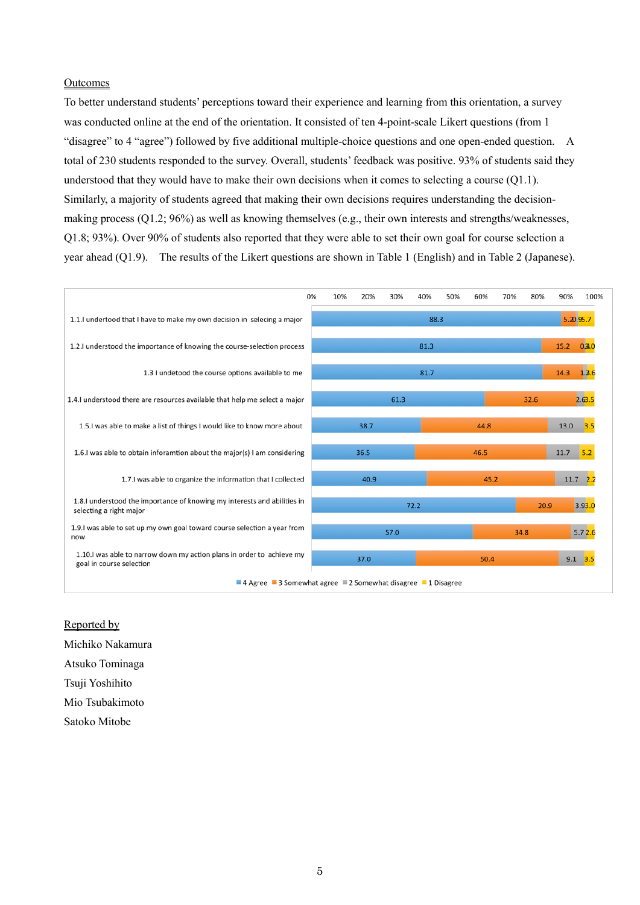## Outcomes

To better understand students' perceptions toward their experience and learning from this orientation, a survey was conducted online at the end of the orientation. It consisted of ten 4-point-scale Likert questions (from 1 "disagree" to 4 "agree") followed by five additional multiple-choice questions and one open-ended question. A total of 230 students responded to the survey. Overall, students' feedback was positive. 93% of students said they understood that they would have to make their own decisions when it comes to selecting a course (Q1.1). Similarly, a majority of students agreed that making their own decisions requires understanding the decision-making process (Q1.2; 96%) as well as knowing themselves (e.g., their own interests and strengths/weaknesses, Q1.8; 93%). Over 90% of students also reported that they were able to set their own goal for course selection a year ahead (Q1.9). The results of the Likert questions are shown in Table 1 (English) and in Table 2 (Japanese).

| Item | 4 Agree | 3 Somewhat agree | 2 Somewhat disagree | 1 Disagree |
|---|---|---|---|---|
| 1.1.I undertood that I have to make my own decision in selecing a major | 88.3 | 5.2 | 0.9 | 5.7 |
| 1.2.I understood the importance of knowing the course-selection process | 81.3 | 15.2 | 0.4 | 3.0 |
| 1.3 I undetood the course options available to me | 81.7 | 14.3 | 1.3 | 2.6 |
| 1.4.I understood there are resources available that help me select a major | 61.3 | 32.6 | 2.6 | 3.5 |
| 1.5.I was able to make a list of things I would like to know more about | 38.7 | 44.8 | 13.0 | 3.5 |
| 1.6.I was able to obtain inforamtion about the major(s) I am considering | 36.5 | 46.5 | 11.7 | 5.2 |
| 1.7.I was able to organize the information that I collected | 40.9 | 45.2 | 11.7 | 2.2 |
| 1.8.I understood the importance of knowing my interests and abilities in selecting a right major | 72.2 | 20.9 | 3.9 | 3.0 |
| 1.9.I was able to set up my own goal toward course selection a year from now | 57.0 | 34.8 | 5.7 | 2.6 |
| 1.10.I was able to narrow down my action plans in order to achieve my goal in course selection | 37.0 | 50.4 | 9.1 | 3.5 |

## Reported by

Michiko Nakamura

Atsuko Tominaga

Tsuji Yoshihito

Mio Tsubakimoto

Satoko Mitobe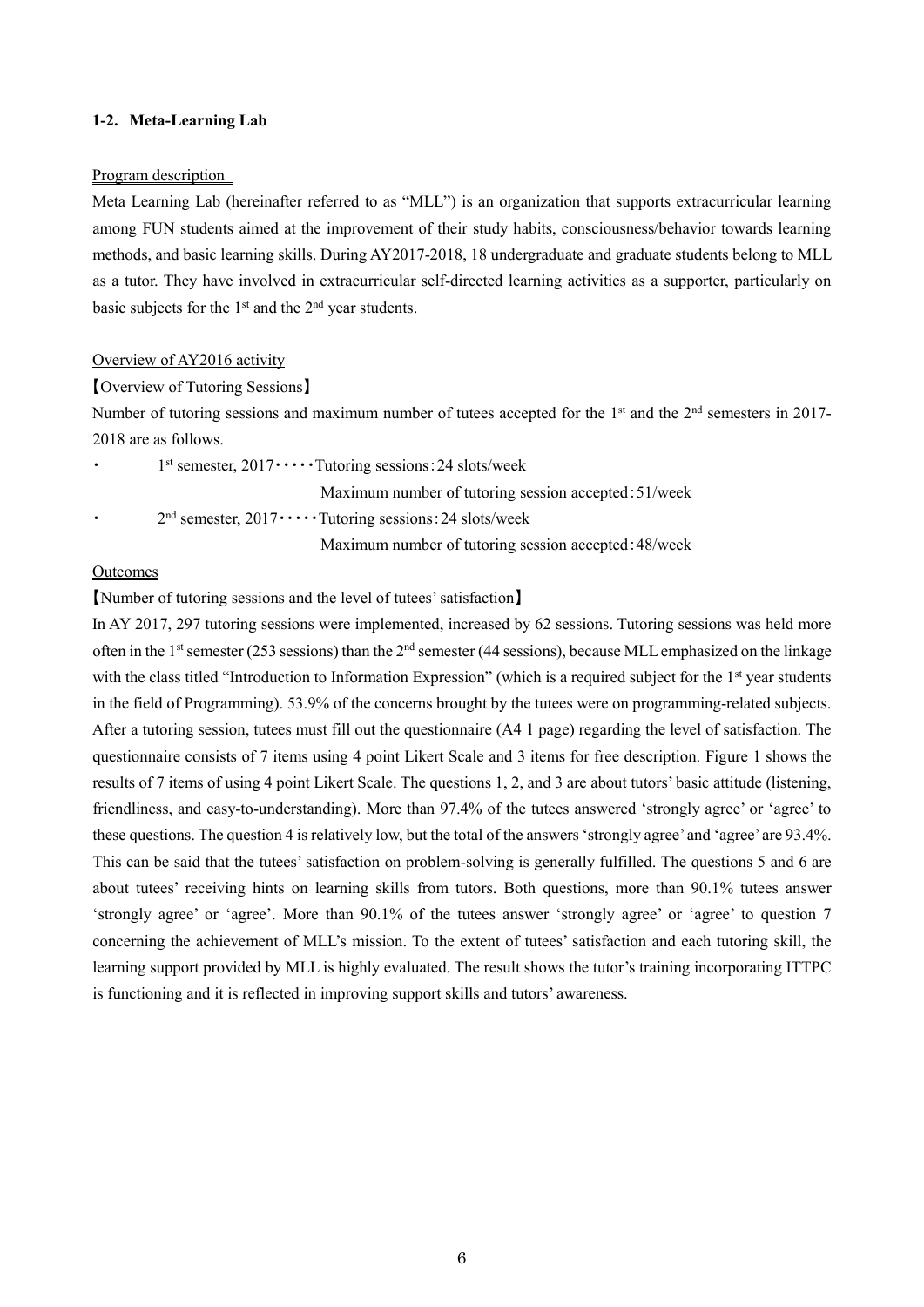### 1-2. Meta-Learning Lab

Program description

Meta Learning Lab (hereinafter referred to as "MLL") is an organization that supports extracurricular learning among FUN students aimed at the improvement of their study habits, consciousness/behavior towards learning methods, and basic learning skills. During AY2017-2018, 18 undergraduate and graduate students belong to MLL as a tutor. They have involved in extracurricular self-directed learning activities as a supporter, particularly on basic subjects for the 1st and the 2nd year students.

Overview of AY2016 activity

【Overview of Tutoring Sessions】

Number of tutoring sessions and maximum number of tutees accepted for the 1st and the 2nd semesters in 2017-2018 are as follows.

- 1st semester, 2017・・・・・Tutoring sessions：24 slots/week
  Maximum number of tutoring session accepted：51/week
- 2nd semester, 2017・・・・・Tutoring sessions：24 slots/week
  Maximum number of tutoring session accepted：48/week

Outcomes

【Number of tutoring sessions and the level of tutees' satisfaction】

In AY 2017, 297 tutoring sessions were implemented, increased by 62 sessions. Tutoring sessions was held more often in the 1st semester (253 sessions) than the 2nd semester (44 sessions), because MLL emphasized on the linkage with the class titled "Introduction to Information Expression" (which is a required subject for the 1st year students in the field of Programming). 53.9% of the concerns brought by the tutees were on programming-related subjects. After a tutoring session, tutees must fill out the questionnaire (A4 1 page) regarding the level of satisfaction. The questionnaire consists of 7 items using 4 point Likert Scale and 3 items for free description. Figure 1 shows the results of 7 items of using 4 point Likert Scale. The questions 1, 2, and 3 are about tutors' basic attitude (listening, friendliness, and easy-to-understanding). More than 97.4% of the tutees answered 'strongly agree' or 'agree' to these questions. The question 4 is relatively low, but the total of the answers 'strongly agree' and 'agree' are 93.4%. This can be said that the tutees' satisfaction on problem-solving is generally fulfilled. The questions 5 and 6 are about tutees' receiving hints on learning skills from tutors. Both questions, more than 90.1% tutees answer 'strongly agree' or 'agree'. More than 90.1% of the tutees answer 'strongly agree' or 'agree' to question 7 concerning the achievement of MLL's mission. To the extent of tutees' satisfaction and each tutoring skill, the learning support provided by MLL is highly evaluated. The result shows the tutor's training incorporating ITTPC is functioning and it is reflected in improving support skills and tutors' awareness.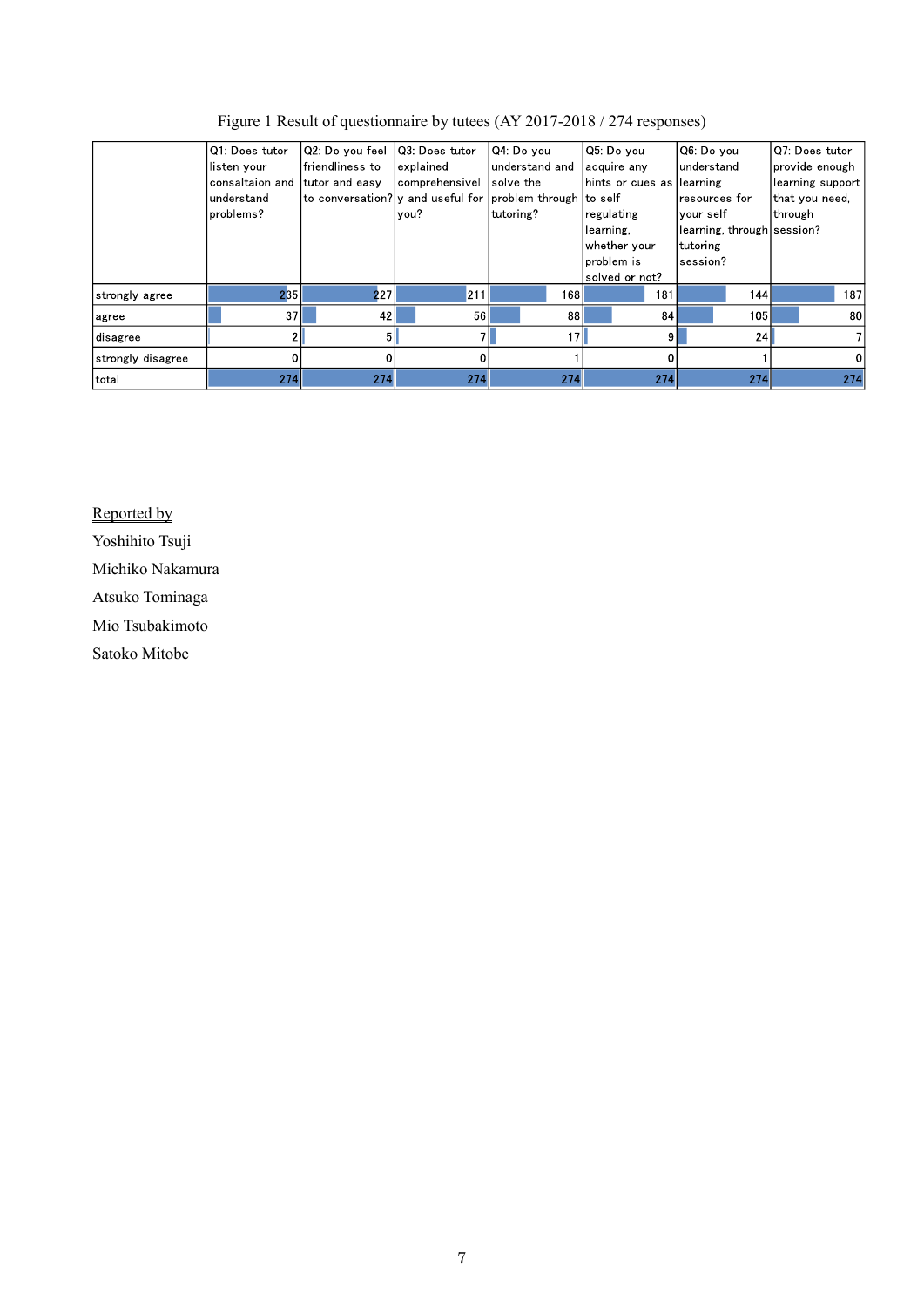Figure 1 Result of questionnaire by tutees (AY 2017-2018 / 274 responses)

| | Q1: Does tutor listen your consaltaion and understand problems? | Q2: Do you feel friendliness to tutor and easy to conversation? | Q3: Does tutor explained comprehensively and useful for you? | Q4: Do you understand and solve the problem through tutoring? | Q5: Do you acquire any hints or cues as to self regulating learning, whether your problem is solved or not? | Q6: Do you understand learning resources for your self learning, through tutoring session? | Q7: Does tutor provide enough learning support that you need, through session? |
|---|---|---|---|---|---|---|---|
| strongly agree | 235 | 227 | 211 | 168 | 181 | 144 | 187 |
| agree | 37 | 42 | 56 | 88 | 84 | 105 | 80 |
| disagree | 2 | 5 | 7 | 17 | 9 | 24 | 7 |
| strongly disagree | 0 | 0 | 0 | 1 | 0 | 1 | 0 |
| total | 274 | 274 | 274 | 274 | 274 | 274 | 274 |

Reported by

Yoshihito Tsuji

Michiko Nakamura

Atsuko Tominaga

Mio Tsubakimoto

Satoko Mitobe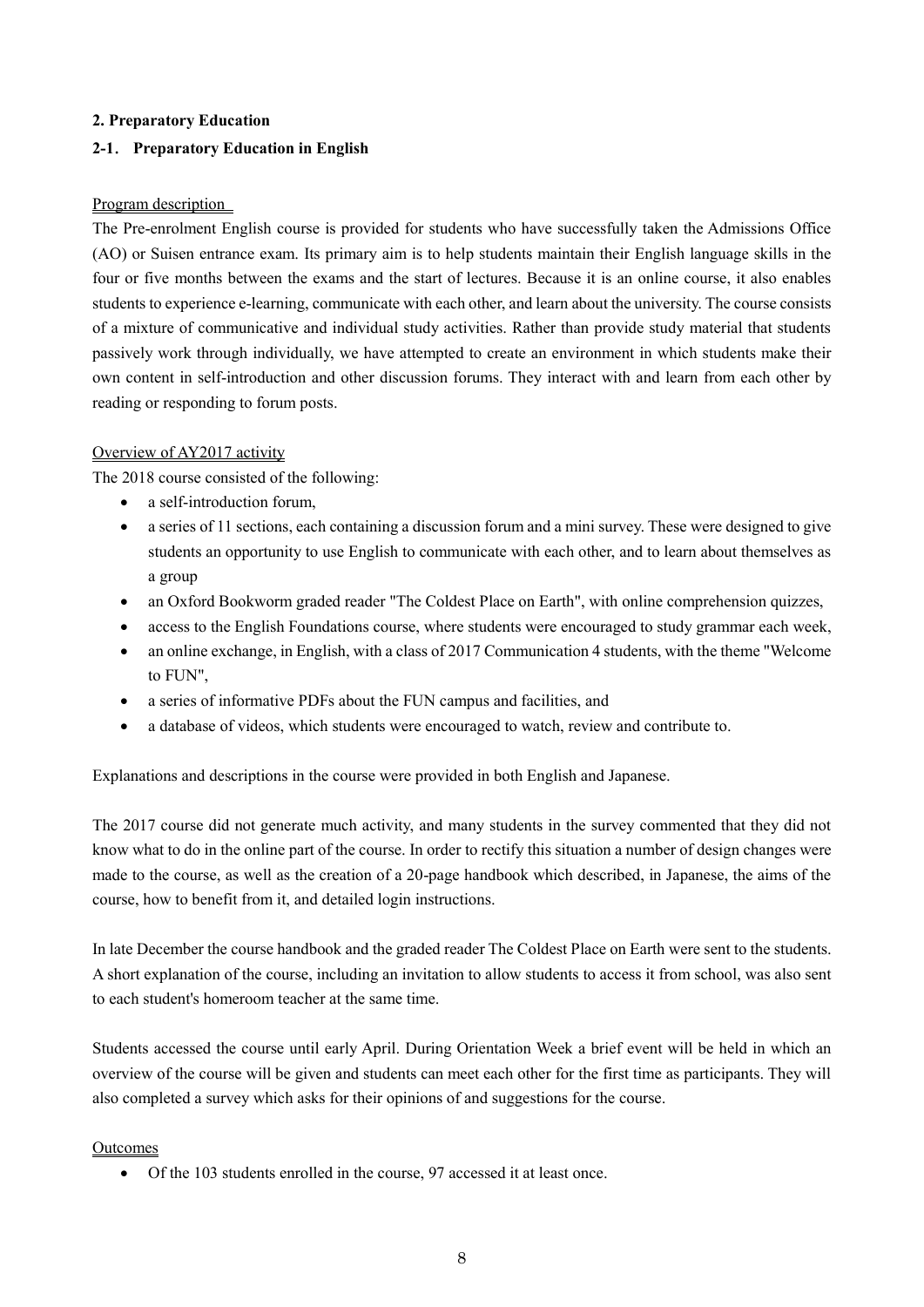**2. Preparatory Education**

**2-1. Preparatory Education in English**

Program description

The Pre-enrolment English course is provided for students who have successfully taken the Admissions Office (AO) or Suisen entrance exam. Its primary aim is to help students maintain their English language skills in the four or five months between the exams and the start of lectures. Because it is an online course, it also enables students to experience e-learning, communicate with each other, and learn about the university. The course consists of a mixture of communicative and individual study activities. Rather than provide study material that students passively work through individually, we have attempted to create an environment in which students make their own content in self-introduction and other discussion forums. They interact with and learn from each other by reading or responding to forum posts.

Overview of AY2017 activity

The 2018 course consisted of the following:

- a self-introduction forum,
- a series of 11 sections, each containing a discussion forum and a mini survey. These were designed to give students an opportunity to use English to communicate with each other, and to learn about themselves as a group
- an Oxford Bookworm graded reader "The Coldest Place on Earth", with online comprehension quizzes,
- access to the English Foundations course, where students were encouraged to study grammar each week,
- an online exchange, in English, with a class of 2017 Communication 4 students, with the theme "Welcome to FUN",
- a series of informative PDFs about the FUN campus and facilities, and
- a database of videos, which students were encouraged to watch, review and contribute to.

Explanations and descriptions in the course were provided in both English and Japanese.

The 2017 course did not generate much activity, and many students in the survey commented that they did not know what to do in the online part of the course. In order to rectify this situation a number of design changes were made to the course, as well as the creation of a 20-page handbook which described, in Japanese, the aims of the course, how to benefit from it, and detailed login instructions.

In late December the course handbook and the graded reader The Coldest Place on Earth were sent to the students. A short explanation of the course, including an invitation to allow students to access it from school, was also sent to each student's homeroom teacher at the same time.

Students accessed the course until early April. During Orientation Week a brief event will be held in which an overview of the course will be given and students can meet each other for the first time as participants. They will also completed a survey which asks for their opinions of and suggestions for the course.

Outcomes

- Of the 103 students enrolled in the course, 97 accessed it at least once.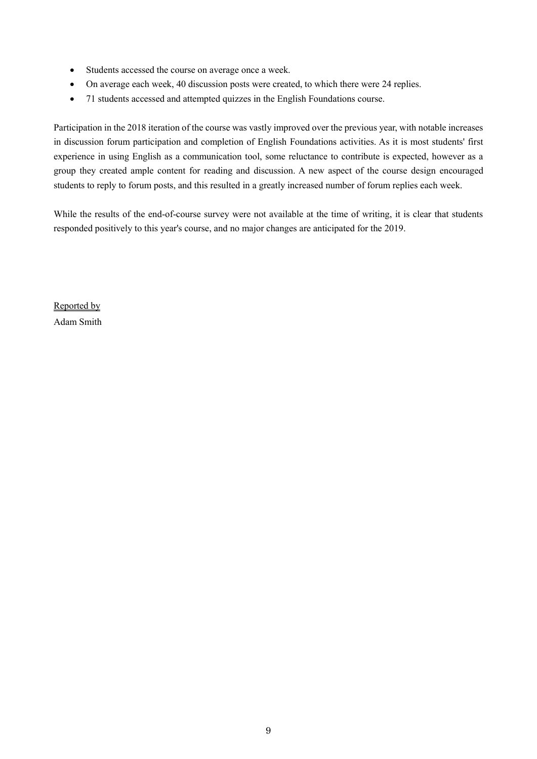- Students accessed the course on average once a week.
- On average each week, 40 discussion posts were created, to which there were 24 replies.
- 71 students accessed and attempted quizzes in the English Foundations course.

Participation in the 2018 iteration of the course was vastly improved over the previous year, with notable increases in discussion forum participation and completion of English Foundations activities. As it is most students' first experience in using English as a communication tool, some reluctance to contribute is expected, however as a group they created ample content for reading and discussion. A new aspect of the course design encouraged students to reply to forum posts, and this resulted in a greatly increased number of forum replies each week.

While the results of the end-of-course survey were not available at the time of writing, it is clear that students responded positively to this year's course, and no major changes are anticipated for the 2019.

<u>Reported by</u>
Adam Smith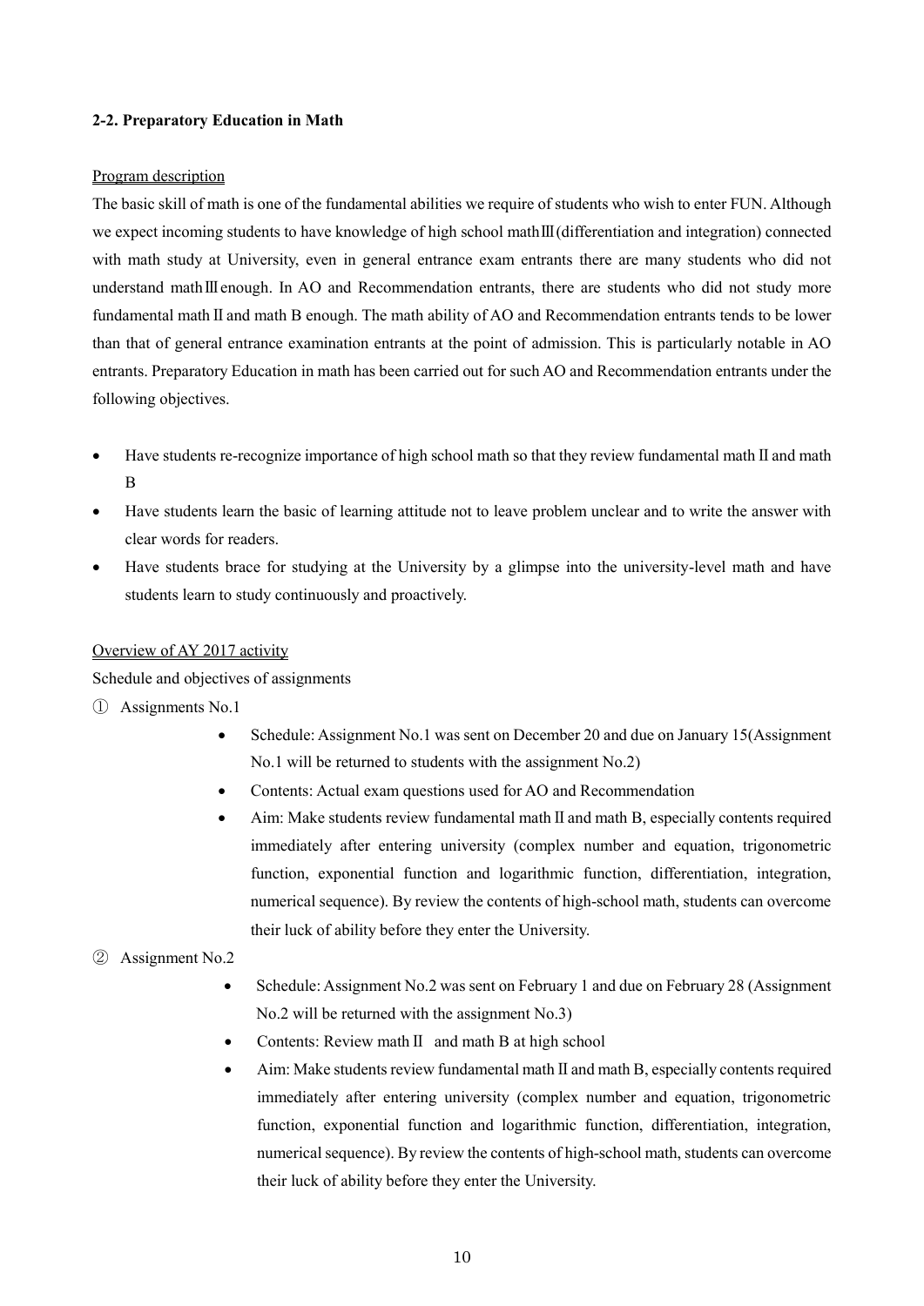#### 2-2. Preparatory Education in Math

Program description

The basic skill of math is one of the fundamental abilities we require of students who wish to enter FUN. Although we expect incoming students to have knowledge of high school mathⅢ(differentiation and integration) connected with math study at University, even in general entrance exam entrants there are many students who did not understand mathⅢenough. In AO and Recommendation entrants, there are students who did not study more fundamental mathⅡand math B enough. The math ability of AO and Recommendation entrants tends to be lower than that of general entrance examination entrants at the point of admission. This is particularly notable in AO entrants. Preparatory Education in math has been carried out for such AO and Recommendation entrants under the following objectives.

- Have students re-recognize importance of high school math so that they review fundamental mathⅡand math B
- Have students learn the basic of learning attitude not to leave problem unclear and to write the answer with clear words for readers.
- Have students brace for studying at the University by a glimpse into the university-level math and have students learn to study continuously and proactively.

Overview of AY 2017 activity

Schedule and objectives of assignments

① Assignments No.1

- Schedule: Assignment No.1 was sent on December 20 and due on January 15(Assignment No.1 will be returned to students with the assignment No.2)
- Contents: Actual exam questions used for AO and Recommendation
- Aim: Make students review fundamental mathⅡand math B, especially contents required immediately after entering university (complex number and equation, trigonometric function, exponential function and logarithmic function, differentiation, integration, numerical sequence). By review the contents of high-school math, students can overcome their luck of ability before they enter the University.

② Assignment No.2

- Schedule: Assignment No.2 was sent on February 1 and due on February 28 (Assignment No.2 will be returned with the assignment No.3)
- Contents: Review mathⅡ and math B at high school
- Aim: Make students review fundamental mathⅡand math B, especially contents required immediately after entering university (complex number and equation, trigonometric function, exponential function and logarithmic function, differentiation, integration, numerical sequence). By review the contents of high-school math, students can overcome their luck of ability before they enter the University.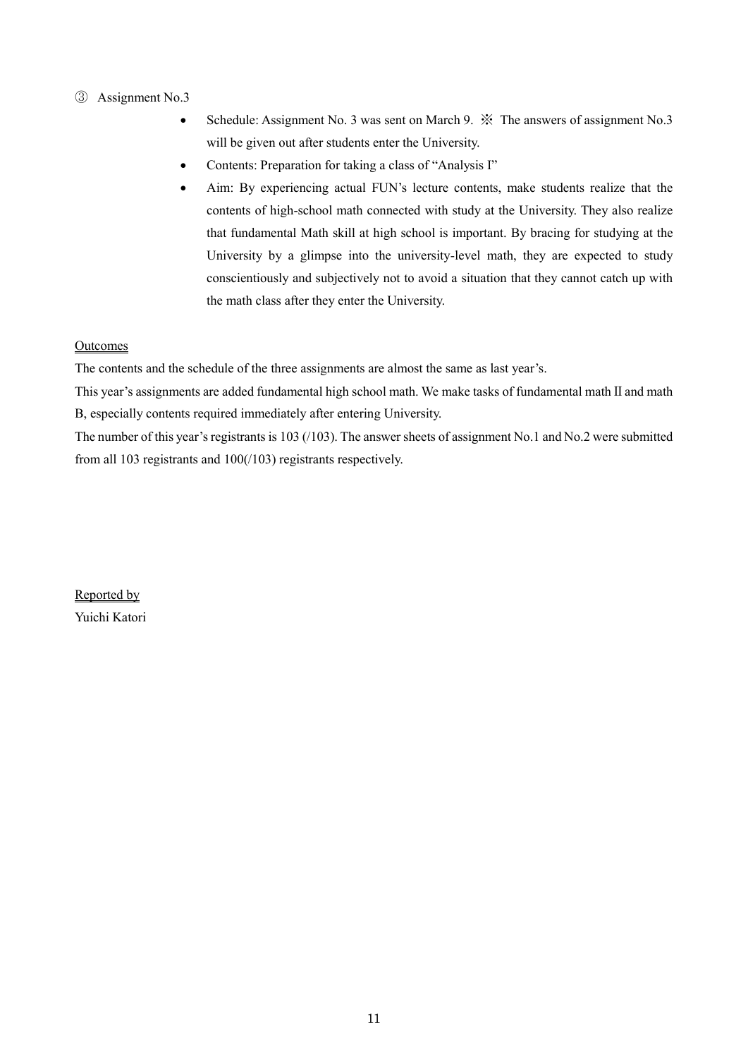③ Assignment No.3

- Schedule: Assignment No. 3 was sent on March 9. ※ The answers of assignment No.3 will be given out after students enter the University.
- Contents: Preparation for taking a class of "Analysis I"
- Aim: By experiencing actual FUN's lecture contents, make students realize that the contents of high-school math connected with study at the University. They also realize that fundamental Math skill at high school is important. By bracing for studying at the University by a glimpse into the university-level math, they are expected to study conscientiously and subjectively not to avoid a situation that they cannot catch up with the math class after they enter the University.

<u>Outcomes</u>

The contents and the schedule of the three assignments are almost the same as last year's.

This year's assignments are added fundamental high school math. We make tasks of fundamental math II and math B, especially contents required immediately after entering University.

The number of this year's registrants is 103 (/103). The answer sheets of assignment No.1 and No.2 were submitted from all 103 registrants and 100(/103) registrants respectively.

<u>Reported by</u>
Yuichi Katori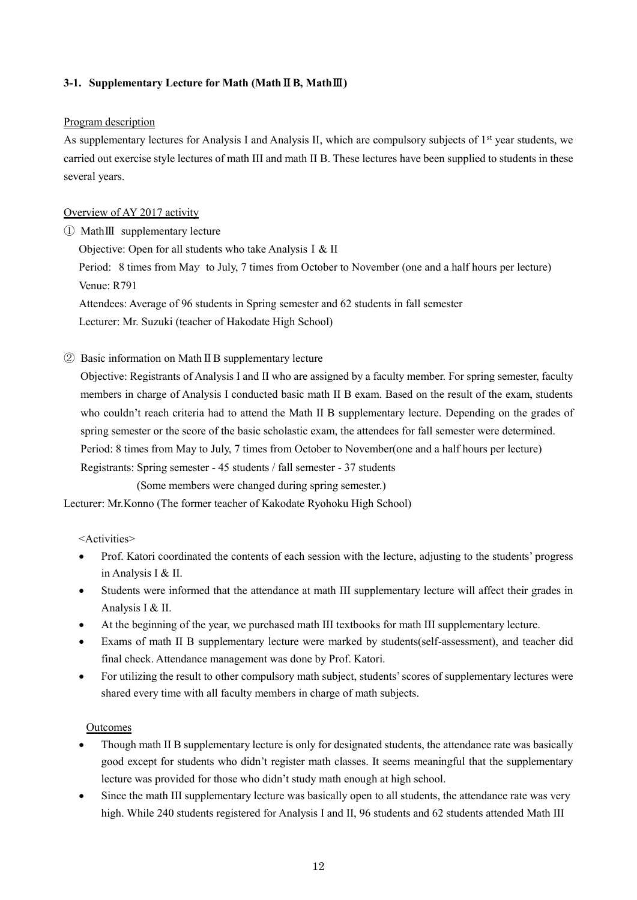### 3-1. Supplementary Lecture for Math (MathⅡB, MathⅢ)

<u>Program description</u>

As supplementary lectures for Analysis I and Analysis II, which are compulsory subjects of 1st year students, we carried out exercise style lectures of math III and math II B. These lectures have been supplied to students in these several years.

<u>Overview of AY 2017 activity</u>

① MathⅢ supplementary lecture

Objective: Open for all students who take AnalysisⅠ& II

Period: 8 times from May to July, 7 times from October to November (one and a half hours per lecture)

Venue: R791

Attendees: Average of 96 students in Spring semester and 62 students in fall semester

Lecturer: Mr. Suzuki (teacher of Hakodate High School)

② Basic information on MathⅡB supplementary lecture

Objective: Registrants of Analysis I and II who are assigned by a faculty member. For spring semester, faculty members in charge of Analysis I conducted basic math II B exam. Based on the result of the exam, students who couldn't reach criteria had to attend the Math II B supplementary lecture. Depending on the grades of spring semester or the score of the basic scholastic exam, the attendees for fall semester were determined.

Period: 8 times from May to July, 7 times from October to November(one and a half hours per lecture)

Registrants: Spring semester - 45 students / fall semester - 37 students

(Some members were changed during spring semester.)

Lecturer: Mr.Konno (The former teacher of Kakodate Ryohoku High School)

<Activities>

- Prof. Katori coordinated the contents of each session with the lecture, adjusting to the students' progress in Analysis I & II.
- Students were informed that the attendance at math III supplementary lecture will affect their grades in Analysis I & II.
- At the beginning of the year, we purchased math III textbooks for math III supplementary lecture.
- Exams of math II B supplementary lecture were marked by students(self-assessment), and teacher did final check. Attendance management was done by Prof. Katori.
- For utilizing the result to other compulsory math subject, students' scores of supplementary lectures were shared every time with all faculty members in charge of math subjects.

<u>Outcomes</u>

- Though math II B supplementary lecture is only for designated students, the attendance rate was basically good except for students who didn't register math classes. It seems meaningful that the supplementary lecture was provided for those who didn't study math enough at high school.
- Since the math III supplementary lecture was basically open to all students, the attendance rate was very high. While 240 students registered for Analysis I and II, 96 students and 62 students attended Math III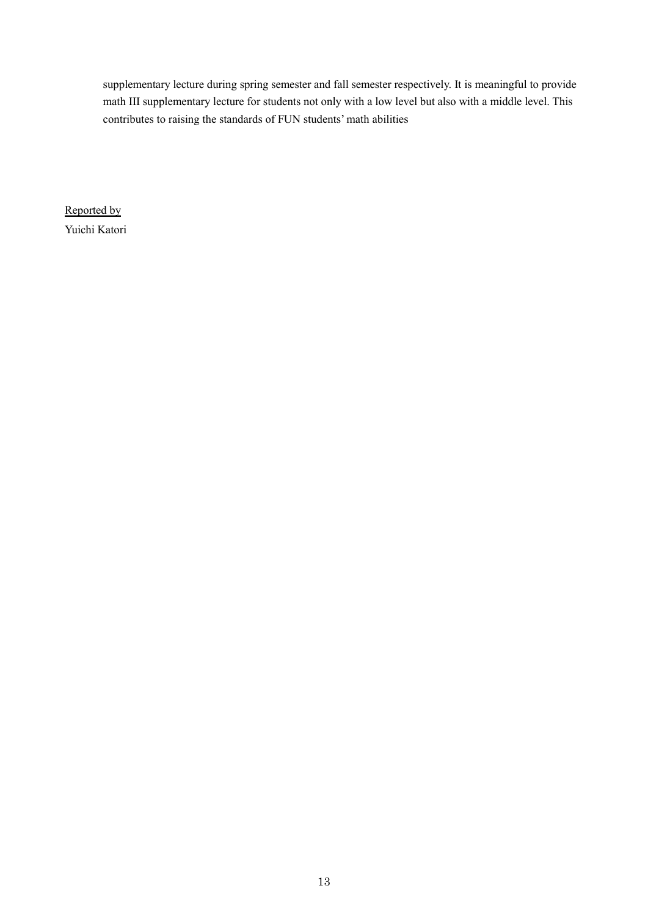supplementary lecture during spring semester and fall semester respectively. It is meaningful to provide math III supplementary lecture for students not only with a low level but also with a middle level. This contributes to raising the standards of FUN students' math abilities

Reported by
Yuichi Katori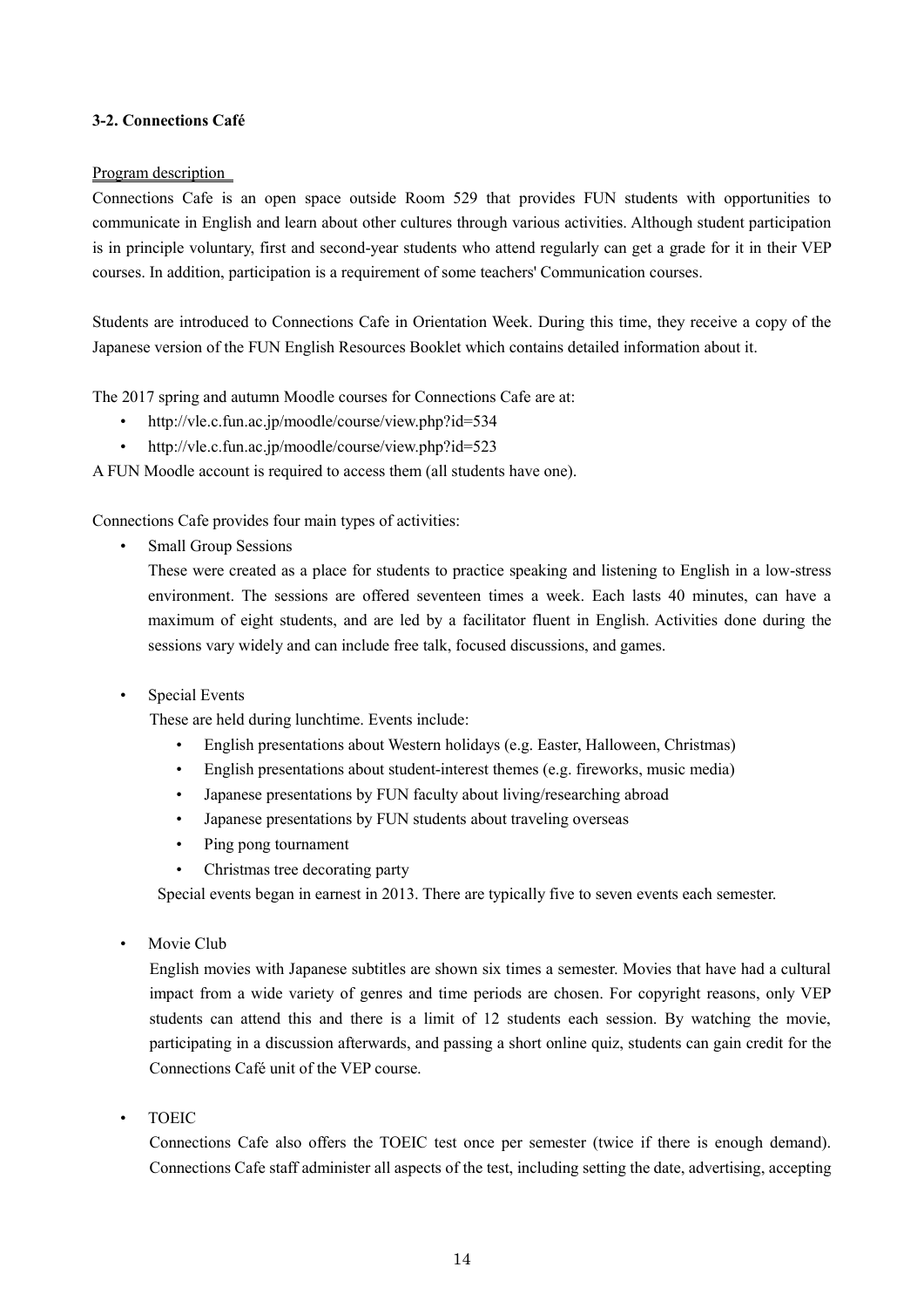### 3-2. Connections Café

Program description

Connections Cafe is an open space outside Room 529 that provides FUN students with opportunities to communicate in English and learn about other cultures through various activities. Although student participation is in principle voluntary, first and second-year students who attend regularly can get a grade for it in their VEP courses. In addition, participation is a requirement of some teachers' Communication courses.

Students are introduced to Connections Cafe in Orientation Week. During this time, they receive a copy of the Japanese version of the FUN English Resources Booklet which contains detailed information about it.

The 2017 spring and autumn Moodle courses for Connections Cafe are at:

- http://vle.c.fun.ac.jp/moodle/course/view.php?id=534
- http://vle.c.fun.ac.jp/moodle/course/view.php?id=523

A FUN Moodle account is required to access them (all students have one).

Connections Cafe provides four main types of activities:

- Small Group Sessions

  These were created as a place for students to practice speaking and listening to English in a low-stress environment. The sessions are offered seventeen times a week. Each lasts 40 minutes, can have a maximum of eight students, and are led by a facilitator fluent in English. Activities done during the sessions vary widely and can include free talk, focused discussions, and games.

- Special Events

  These are held during lunchtime. Events include:

  - English presentations about Western holidays (e.g. Easter, Halloween, Christmas)
  - English presentations about student-interest themes (e.g. fireworks, music media)
  - Japanese presentations by FUN faculty about living/researching abroad
  - Japanese presentations by FUN students about traveling overseas
  - Ping pong tournament
  - Christmas tree decorating party

  Special events began in earnest in 2013. There are typically five to seven events each semester.

- Movie Club

  English movies with Japanese subtitles are shown six times a semester. Movies that have had a cultural impact from a wide variety of genres and time periods are chosen. For copyright reasons, only VEP students can attend this and there is a limit of 12 students each session. By watching the movie, participating in a discussion afterwards, and passing a short online quiz, students can gain credit for the Connections Café unit of the VEP course.

- TOEIC

  Connections Cafe also offers the TOEIC test once per semester (twice if there is enough demand). Connections Cafe staff administer all aspects of the test, including setting the date, advertising, accepting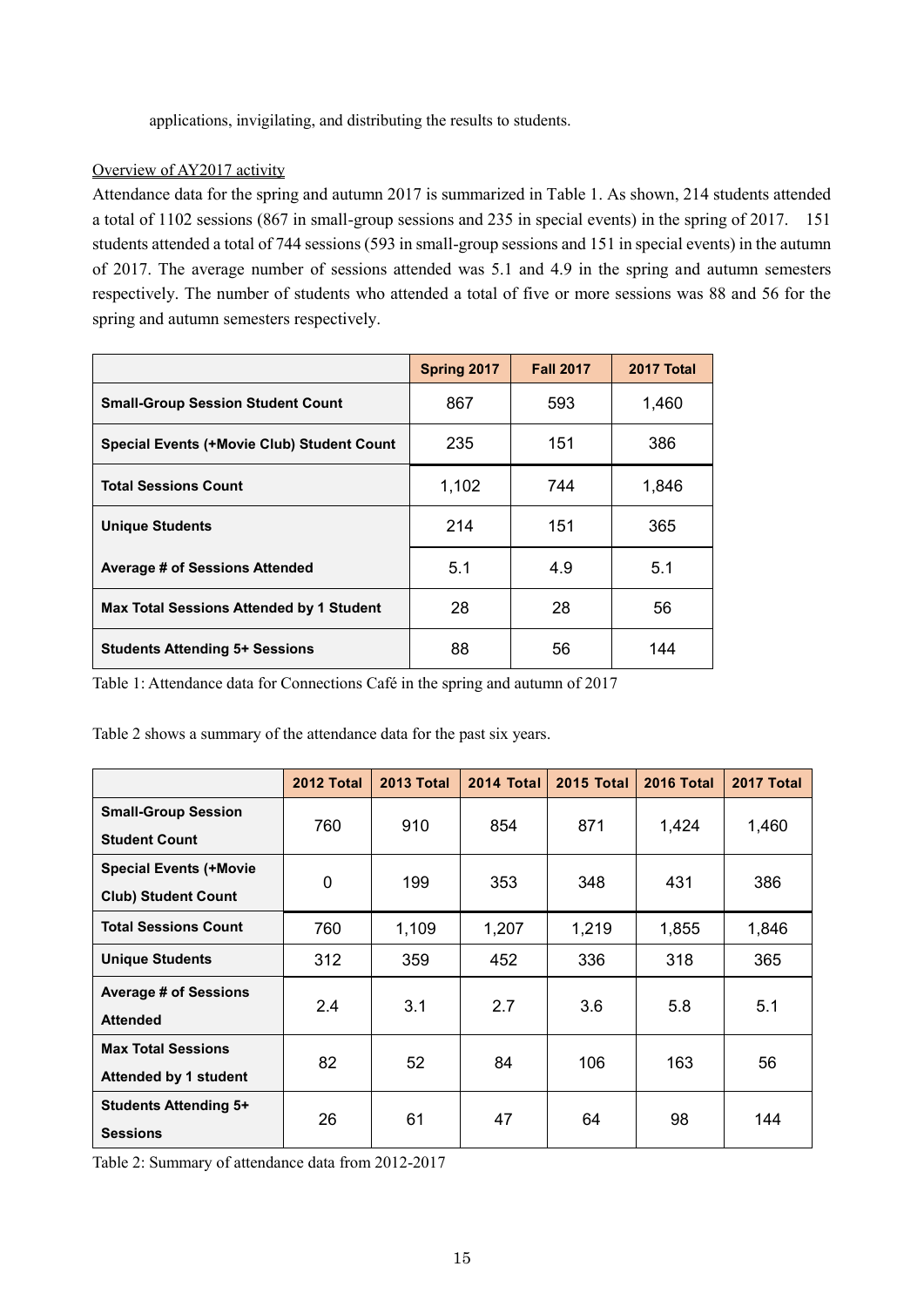applications, invigilating, and distributing the results to students.

Overview of AY2017 activity

Attendance data for the spring and autumn 2017 is summarized in Table 1. As shown, 214 students attended a total of 1102 sessions (867 in small-group sessions and 235 in special events) in the spring of 2017. 151 students attended a total of 744 sessions (593 in small-group sessions and 151 in special events) in the autumn of 2017. The average number of sessions attended was 5.1 and 4.9 in the spring and autumn semesters respectively. The number of students who attended a total of five or more sessions was 88 and 56 for the spring and autumn semesters respectively.

| | Spring 2017 | Fall 2017 | 2017 Total |
|---|---|---|---|
| **Small-Group Session Student Count** | 867 | 593 | 1,460 |
| **Special Events (+Movie Club) Student Count** | 235 | 151 | 386 |
| **Total Sessions Count** | 1,102 | 744 | 1,846 |
| **Unique Students** | 214 | 151 | 365 |
| **Average # of Sessions Attended** | 5.1 | 4.9 | 5.1 |
| **Max Total Sessions Attended by 1 Student** | 28 | 28 | 56 |
| **Students Attending 5+ Sessions** | 88 | 56 | 144 |

Table 1: Attendance data for Connections Café in the spring and autumn of 2017

Table 2 shows a summary of the attendance data for the past six years.

| | 2012 Total | 2013 Total | 2014 Total | 2015 Total | 2016 Total | 2017 Total |
|---|---|---|---|---|---|---|
| **Small-Group Session Student Count** | 760 | 910 | 854 | 871 | 1,424 | 1,460 |
| **Special Events (+Movie Club) Student Count** | 0 | 199 | 353 | 348 | 431 | 386 |
| **Total Sessions Count** | 760 | 1,109 | 1,207 | 1,219 | 1,855 | 1,846 |
| **Unique Students** | 312 | 359 | 452 | 336 | 318 | 365 |
| **Average # of Sessions Attended** | 2.4 | 3.1 | 2.7 | 3.6 | 5.8 | 5.1 |
| **Max Total Sessions Attended by 1 student** | 82 | 52 | 84 | 106 | 163 | 56 |
| **Students Attending 5+ Sessions** | 26 | 61 | 47 | 64 | 98 | 144 |

Table 2: Summary of attendance data from 2012-2017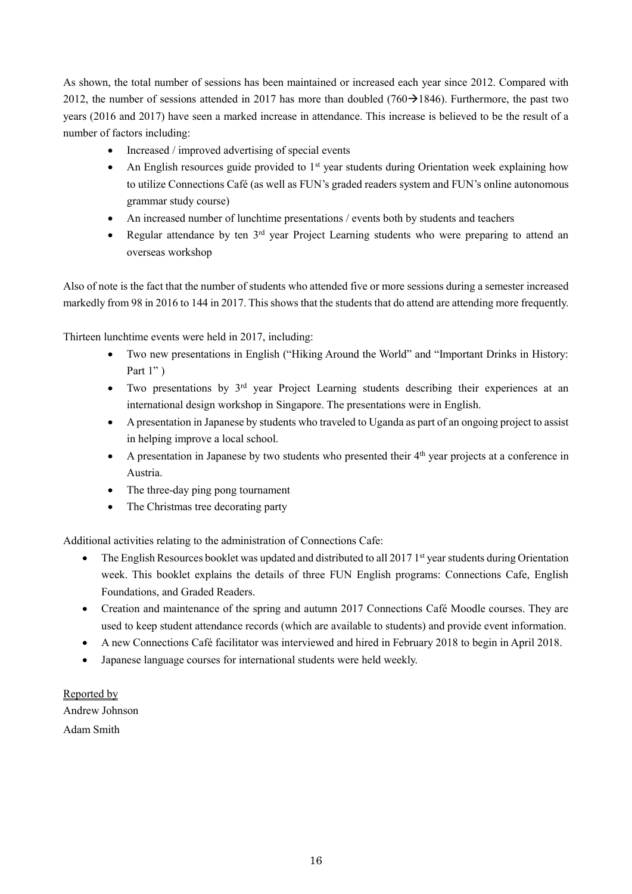As shown, the total number of sessions has been maintained or increased each year since 2012. Compared with 2012, the number of sessions attended in 2017 has more than doubled (760→1846). Furthermore, the past two years (2016 and 2017) have seen a marked increase in attendance. This increase is believed to be the result of a number of factors including:

- Increased / improved advertising of special events
- An English resources guide provided to 1st year students during Orientation week explaining how to utilize Connections Café (as well as FUN's graded readers system and FUN's online autonomous grammar study course)
- An increased number of lunchtime presentations / events both by students and teachers
- Regular attendance by ten 3rd year Project Learning students who were preparing to attend an overseas workshop

Also of note is the fact that the number of students who attended five or more sessions during a semester increased markedly from 98 in 2016 to 144 in 2017. This shows that the students that do attend are attending more frequently.

Thirteen lunchtime events were held in 2017, including:

- Two new presentations in English ("Hiking Around the World" and "Important Drinks in History: Part 1" )
- Two presentations by 3rd year Project Learning students describing their experiences at an international design workshop in Singapore. The presentations were in English.
- A presentation in Japanese by students who traveled to Uganda as part of an ongoing project to assist in helping improve a local school.
- A presentation in Japanese by two students who presented their 4th year projects at a conference in Austria.
- The three-day ping pong tournament
- The Christmas tree decorating party

Additional activities relating to the administration of Connections Cafe:

- The English Resources booklet was updated and distributed to all 2017 1st year students during Orientation week. This booklet explains the details of three FUN English programs: Connections Cafe, English Foundations, and Graded Readers.
- Creation and maintenance of the spring and autumn 2017 Connections Café Moodle courses. They are used to keep student attendance records (which are available to students) and provide event information.
- A new Connections Café facilitator was interviewed and hired in February 2018 to begin in April 2018.
- Japanese language courses for international students were held weekly.

Reported by

Andrew Johnson

Adam Smith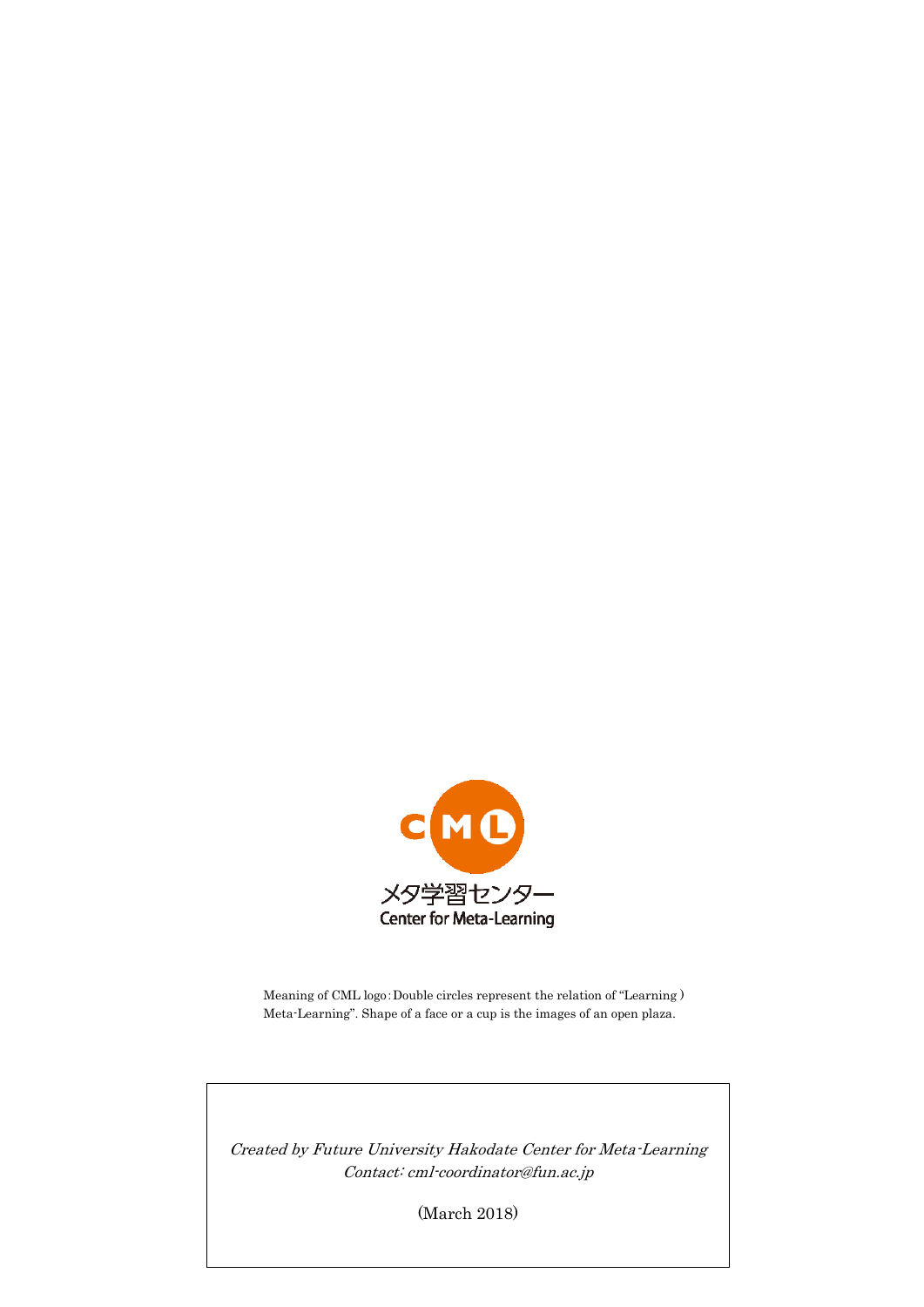メタ学習センター
Center for Meta-Learning

Meaning of CML logo：Double circles represent the relation of "Learning ) Meta-Learning". Shape of a face or a cup is the images of an open plaza.

*Created by Future University Hakodate Center for Meta-Learning*
*Contact: cml-coordinator@fun.ac.jp*

(March 2018)